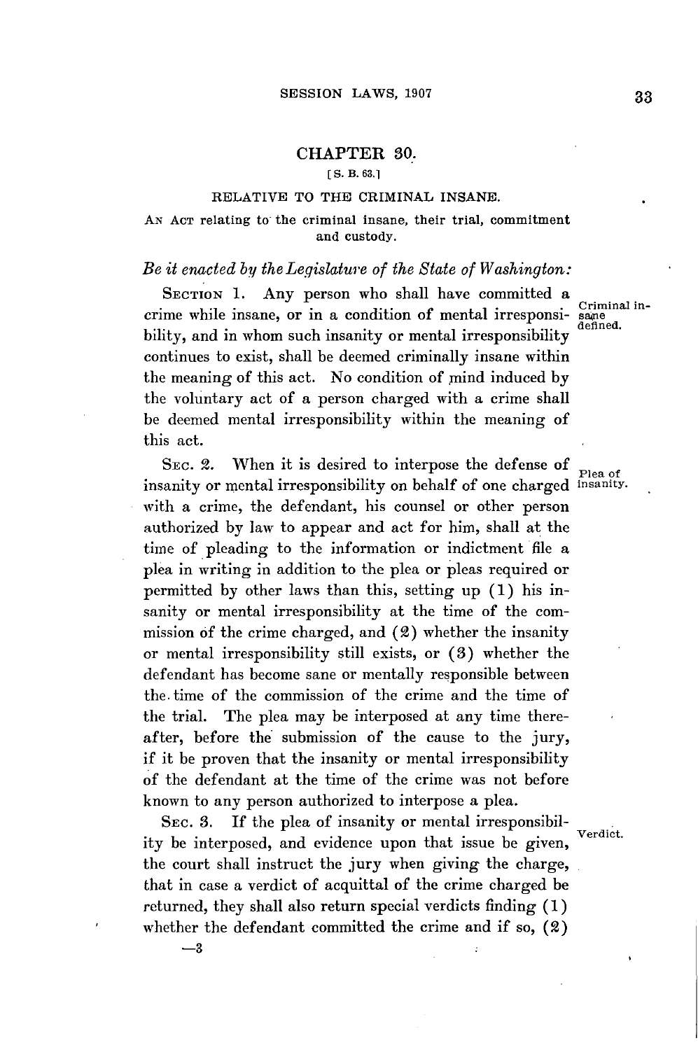## CHAPTER 30.

[S. B. 63.]

### RELATIVE TO THE CRIMINAL INSANE.

AN ACT relating to the criminal insane, their trial, commitment and custody.

*Be it enacted by the Legislature of the State of Washington:*

SECTION 1. Any person who shall have committed a crime while insane, or in a condition of mental irresponsibility, and in whom such insanity or mental irresponsibility continues to exist, shall be deemed criminally insane within the meaning of this act. No condition of mind induced by the voluntary act of a person charged with a crime shall be deemed mental irresponsibility within the meaning of this act.

Criminal insane defined.

SEC. 2. When it is desired to interpose the defense of insanity or mental irresponsibility on behalf of one charged with a crime, the defendant, his counsel or other person authorized by law to appear and act for him, shall at the time of pleading to the information or indictment file a plea in writing in addition to the plea or pleas required or permitted by other laws than this, setting up (1) his insanity or mental irresponsibility at the time of the commission of the crime charged, and (2) whether the insanity or mental irresponsibility still exists, or (3) whether the defendant has become sane or mentally responsible between the time of the commission of the crime and the time of the trial. The plea may be interposed at any time thereafter, before the submission of the cause to the jury, if it be proven that the insanity or mental irresponsibility of the defendant at the time of the crime was not before known to any person authorized to interpose a plea.

Plea of insanity.

SEC. 3. If the plea of insanity or mental irresponsibility be interposed, and evidence upon that issue be given, the court shall instruct the jury when giving the charge, that in case a verdict of acquittal of the crime charged be returned, they shall also return special verdicts finding (1) whether the defendant committed the crime and if so, (2)

Verdict.

—3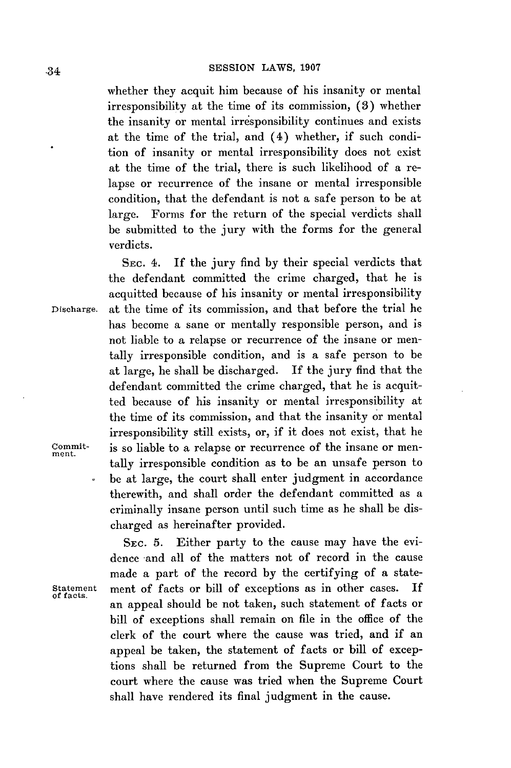whether they acquit him because of his insanity or mental irresponsibility at the time of its commission, (3) whether the insanity or mental irresponsibility continues and exists at the time of the trial, and (4) whether, if such condition of insanity or mental irresponsibility does not exist at the time of the trial, there is such likelihood of a relapse or recurrence of the insane or mental irresponsible condition, that the defendant is not a safe person to be at large. Forms for the return of the special verdicts shall be submitted to the jury with the forms for the general verdicts.

Discharge.

SEC. 4. If the jury find by their special verdicts that the defendant committed the crime charged, that he is acquitted because of his insanity or mental irresponsibility at the time of its commission, and that before the trial he has become a sane or mentally responsible person, and is not liable to a relapse or recurrence of the insane or mentally irresponsible condition, and is a safe person to be at large, he shall be discharged. If the jury find that the defendant committed the crime charged, that he is acquitted because of his insanity or mental irresponsibility at the time of its commission, and that the insanity or mental irresponsibility still exists, or, if it does not exist, that he is so liable to a relapse or recurrence of the insane or mentally irresponsible condition as to be an unsafe person to be at large, the court shall enter judgment in accordance therewith, and shall order the defendant committed as a criminally insane person until such time as he shall be discharged as hereinafter provided.

Commitment.

Statement of facts.

SEC. 5. Either party to the cause may have the evidence and all of the matters not of record in the cause made a part of the record by the certifying of a statement of facts or bill of exceptions as in other cases. If an appeal should be not taken, such statement of facts or bill of exceptions shall remain on file in the office of the clerk of the court where the cause was tried, and if an appeal be taken, the statement of facts or bill of exceptions shall be returned from the Supreme Court to the court where the cause was tried when the Supreme Court shall have rendered its final judgment in the cause.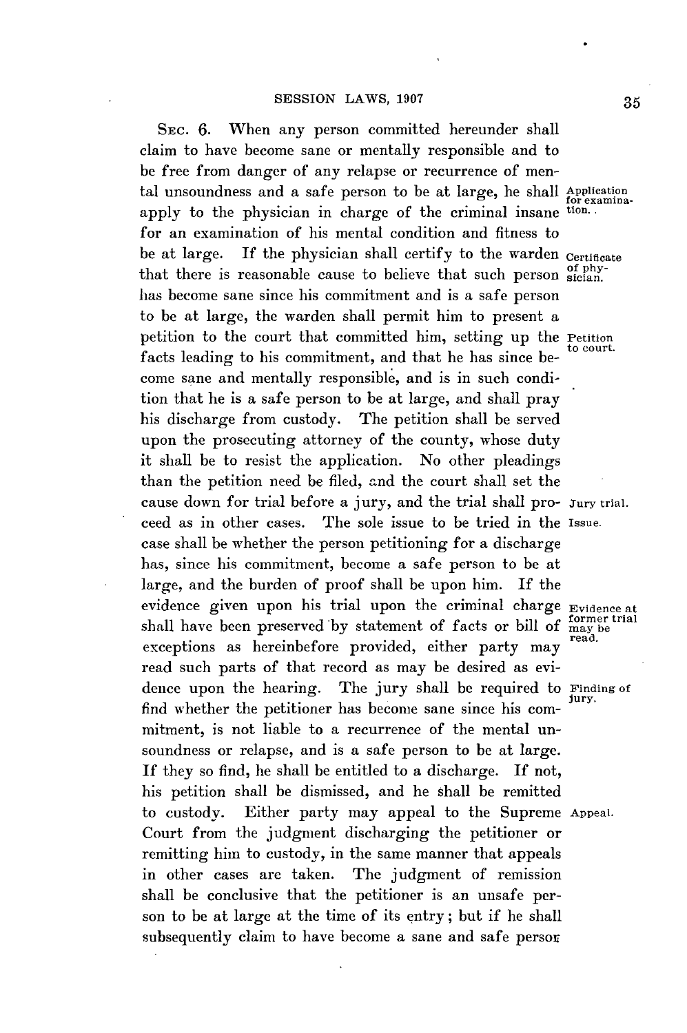SEC. 6. When any person committed hereunder shall claim to have become sane or mentally responsible and to be free from danger of any relapse or recurrence of mental unsoundness and a safe person to be at large, he shall apply to the physician in charge of the criminal insane for an examination of his mental condition and fitness to be at large. If the physician shall certify to the warden that there is reasonable cause to believe that such person has become sane since his commitment and is a safe person to be at large, the warden shall permit him to present a petition to the court that committed him, setting up the facts leading to his commitment, and that he has since become sane and mentally responsible, and is in such condition that he is a safe person to be at large, and shall pray his discharge from custody. The petition shall be served upon the prosecuting attorney of the county, whose duty it shall be to resist the application. No other pleadings than the petition need be filed, and the court shall set the cause down for trial before a jury, and the trial shall proceed as in other cases. The sole issue to be tried in the case shall be whether the person petitioning for a discharge has, since his commitment, become a safe person to be at large, and the burden of proof shall be upon him. If the evidence given upon his trial upon the criminal charge shall have been preserved by statement of facts or bill of exceptions as hereinbefore provided, either party may read such parts of that record as may be desired as evidence upon the hearing. The jury shall be required to find whether the petitioner has become sane since his commitment, is not liable to a recurrence of the mental unsoundness or relapse, and is a safe person to be at large. If they so find, he shall be entitled to a discharge. If not, his petition shall be dismissed, and he shall be remitted to custody. Either party may appeal to the Supreme Court from the judgment discharging the petitioner or remitting him to custody, in the same manner that appeals in other cases are taken. The judgment of remission shall be conclusive that the petitioner is an unsafe person to be at large at the time of its entry; but if he shall subsequently claim to have become a sane and safe person

Application for examination.

Certificate of physician.

Petition to court.

Jury trial.

Issue.

Evidence at former trial may be read.

Finding of jury.

Appeal.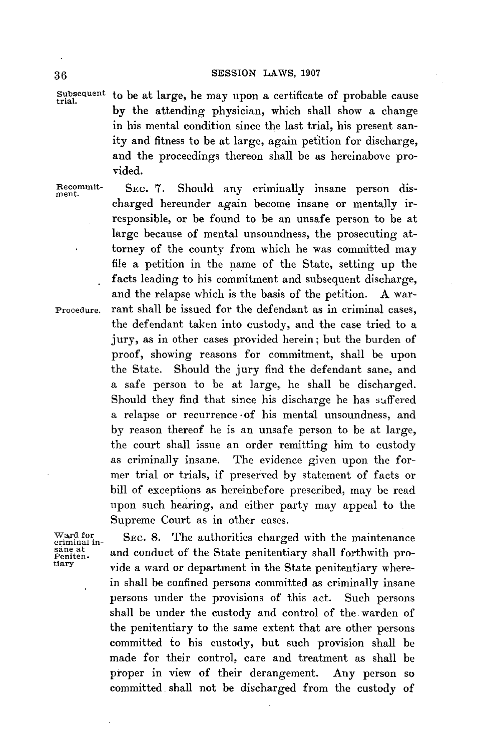to be at large, he may upon a certificate of probable cause by the attending physician, which shall show a change in his mental condition since the last trial, his present sanity and fitness to be at large, again petition for discharge, and the proceedings thereon shall be as hereinabove provided.

Subsequent trial.

SEC. 7. Should any criminally insane person discharged hereunder again become insane or mentally irresponsible, or be found to be an unsafe person to be at large because of mental unsoundness, the prosecuting attorney of the county from which he was committed may file a petition in the name of the State, setting up the facts leading to his commitment and subsequent discharge, and the relapse which is the basis of the petition. A warrant shall be issued for the defendant as in criminal cases, the defendant taken into custody, and the case tried to a jury, as in other cases provided herein; but the burden of proof, showing reasons for commitment, shall be upon the State. Should the jury find the defendant sane, and a safe person to be at large, he shall be discharged. Should they find that since his discharge he has suffered a relapse or recurrence of his mental unsoundness, and by reason thereof he is an unsafe person to be at large, the court shall issue an order remitting him to custody as criminally insane. The evidence given upon the former trial or trials, if preserved by statement of facts or bill of exceptions as hereinbefore prescribed, may be read upon such hearing, and either party may appeal to the Supreme Court as in other cases.

Recommitment.

Procedure.

SEC. 8. The authorities charged with the maintenance and conduct of the State penitentiary shall forthwith provide a ward or department in the State penitentiary wherein shall be confined persons committed as criminally insane persons under the provisions of this act. Such persons shall be under the custody and control of the warden of the penitentiary to the same extent that are other persons committed to his custody, but such provision shall be made for their control, care and treatment as shall be proper in view of their derangement. Any person so committed shall not be discharged from the custody of

Ward for criminal insane at Penitentiary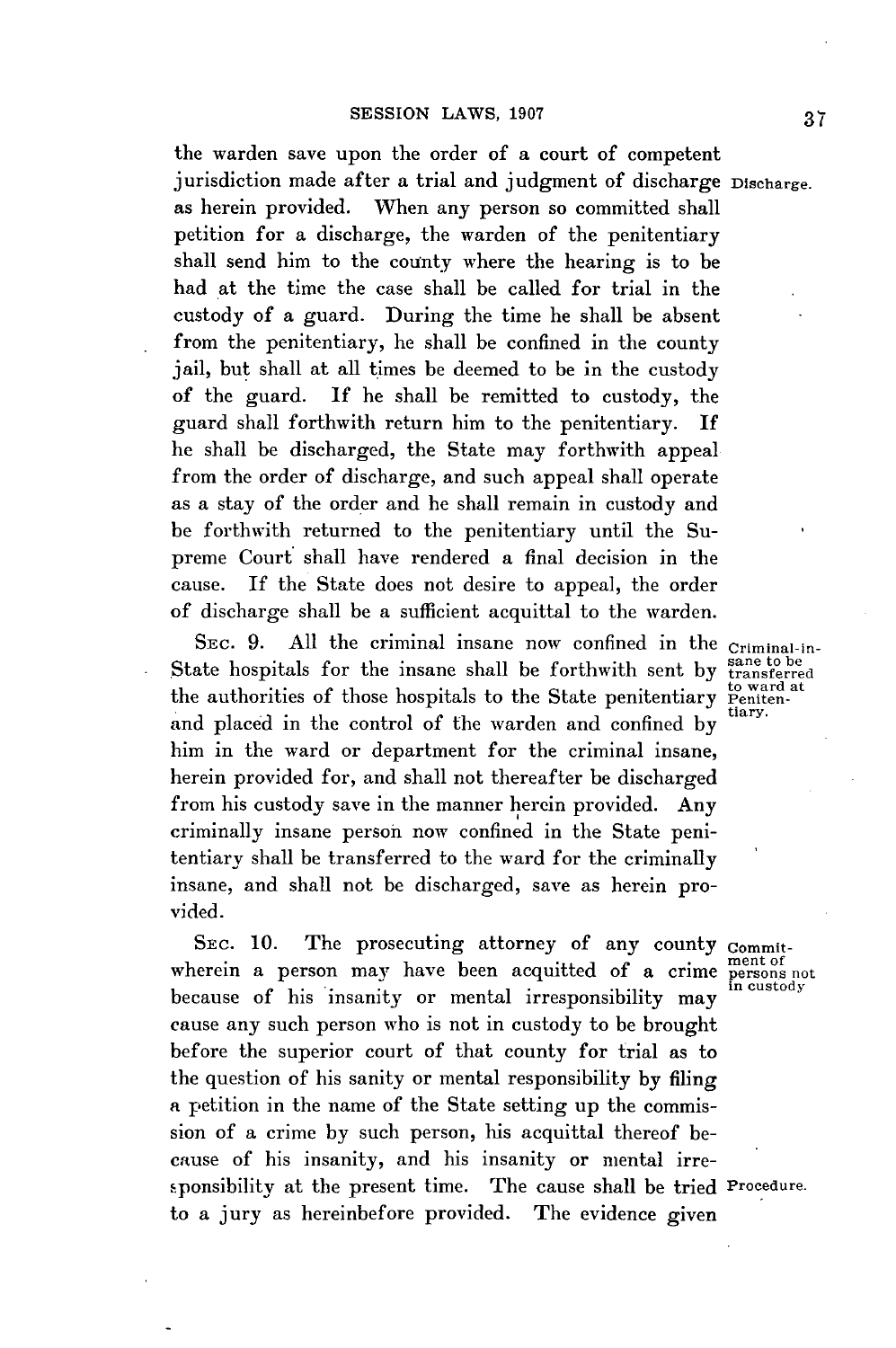the warden save upon the order of a court of competent jurisdiction made after a trial and judgment of discharge as herein provided. When any person so committed shall petition for a discharge, the warden of the penitentiary shall send him to the county where the hearing is to be had at the time the case shall be called for trial in the custody of a guard. During the time he shall be absent from the penitentiary, he shall be confined in the county jail, but shall at all times be deemed to be in the custody of the guard. If he shall be remitted to custody, the guard shall forthwith return him to the penitentiary. If he shall be discharged, the State may forthwith appeal from the order of discharge, and such appeal shall operate as a stay of the order and he shall remain in custody and be forthwith returned to the penitentiary until the Supreme Court shall have rendered a final decision in the cause. If the State does not desire to appeal, the order of discharge shall be a sufficient acquittal to the warden.

Discharge.

SEC. 9. All the criminal insane now confined in the State hospitals for the insane shall be forthwith sent by the authorities of those hospitals to the State penitentiary and placed in the control of the warden and confined by him in the ward or department for the criminal insane, herein provided for, and shall not thereafter be discharged from his custody save in the manner herein provided. Any criminally insane person now confined in the State penitentiary shall be transferred to the ward for the criminally insane, and shall not be discharged, save as herein provided.

Criminal-insane to be transferred to ward at Penitentiary.

SEC. 10. The prosecuting attorney of any county wherein a person may have been acquitted of a crime because of his insanity or mental irresponsibility may cause any such person who is not in custody to be brought before the superior court of that county for trial as to the question of his sanity or mental responsibility by filing a petition in the name of the State setting up the commission of a crime by such person, his acquittal thereof because of his insanity, and his insanity or mental irresponsibility at the present time. The cause shall be tried to a jury as hereinbefore provided. The evidence given

Commitment of persons not in custody

Procedure.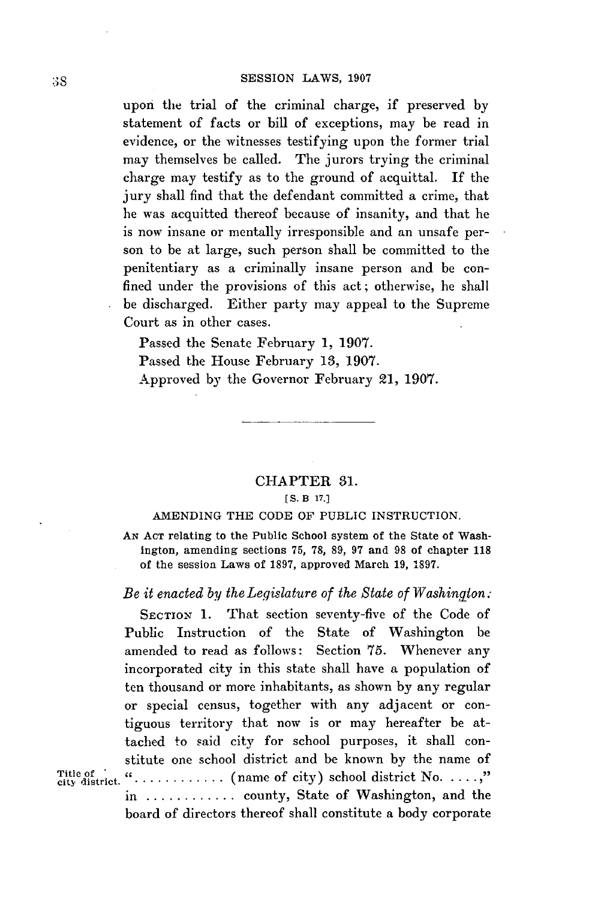upon the trial of the criminal charge, if preserved by statement of facts or bill of exceptions, may be read in evidence, or the witnesses testifying upon the former trial may themselves be called. The jurors trying the criminal charge may testify as to the ground of acquittal. If the jury shall find that the defendant committed a crime, that he was acquitted thereof because of insanity, and that he is now insane or mentally irresponsible and an unsafe person to be at large, such person shall be committed to the penitentiary as a criminally insane person and be confined under the provisions of this act; otherwise, he shall be discharged. Either party may appeal to the Supreme Court as in other cases.

Passed the Senate February 1, 1907.
Passed the House February 13, 1907.
Approved by the Governor February 21, 1907.

---

## CHAPTER 31.

[S. B 17.]

AMENDING THE CODE OF PUBLIC INSTRUCTION.

AN ACT relating to the Public School system of the State of Washington, amending sections 75, 78, 89, 97 and 98 of chapter 118 of the session Laws of 1897, approved March 19, 1897.

*Be it enacted by the Legislature of the State of Washington:*

SECTION 1. That section seventy-five of the Code of Public Instruction of the State of Washington be amended to read as follows: Section 75. Whenever any incorporated city in this state shall have a population of ten thousand or more inhabitants, as shown by any regular or special census, together with any adjacent or contiguous territory that now is or may hereafter be attached to said city for school purposes, it shall constitute one school district and be known by the name of "............ (name of city) school district No. ....," in ............ county, State of Washington, and the board of directors thereof shall constitute a body corporate

Title of city district.